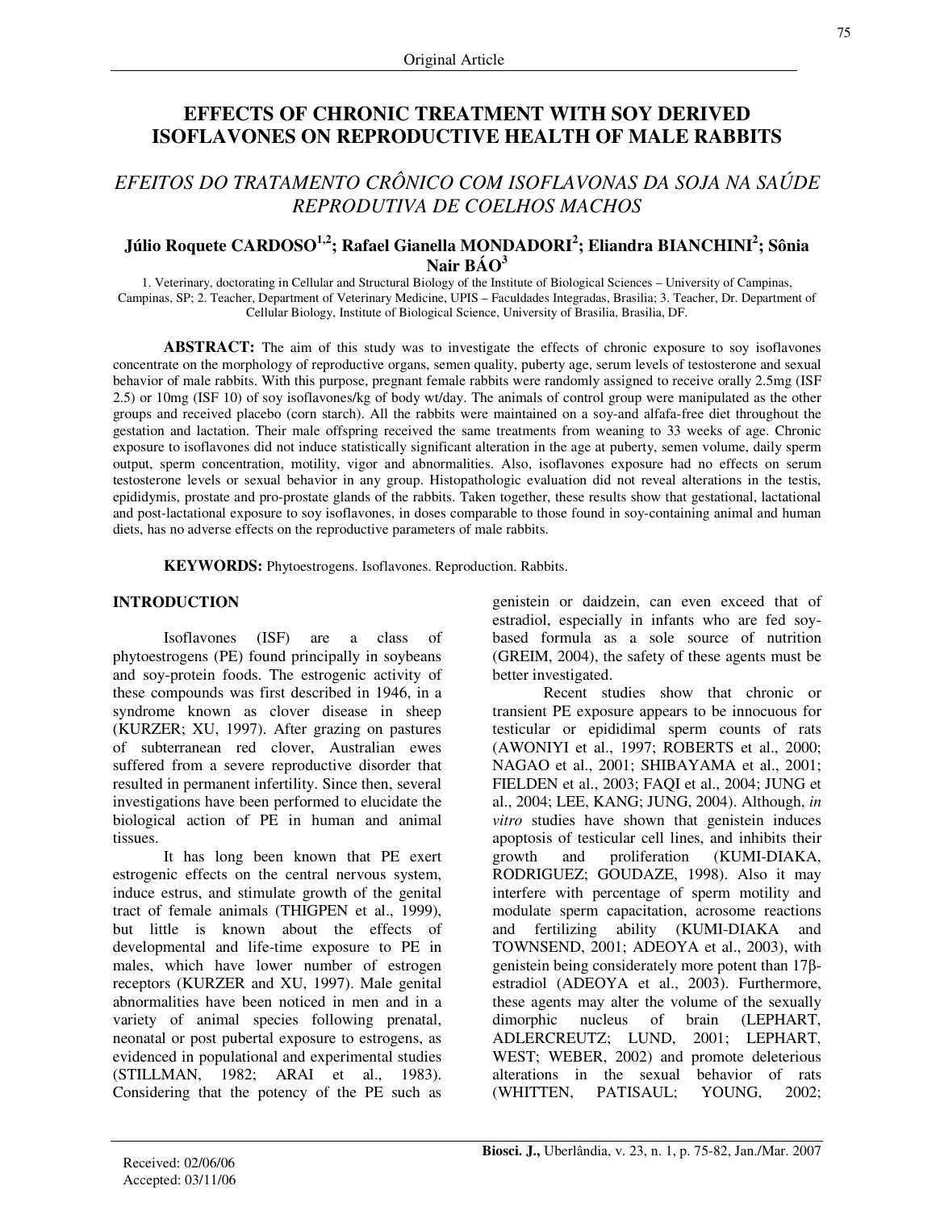Original Article

# EFFECTS OF CHRONIC TREATMENT WITH SOY DERIVED ISOFLAVONES ON REPRODUCTIVE HEALTH OF MALE RABBITS

## *EFEITOS DO TRATAMENTO CRÔNICO COM ISOFLAVONAS DA SOJA NA SAÚDE REPRODUTIVA DE COELHOS MACHOS*

**Júlio Roquete CARDOSO[1,2]; Rafael Gianella MONDADORI[2]; Eliandra BIANCHINI[2]; Sônia Nair BÁO[3]**

1. Veterinary, doctorating in Cellular and Structural Biology of the Institute of Biological Sciences – University of Campinas, Campinas, SP; 2. Teacher, Department of Veterinary Medicine, UPIS – Faculdades Integradas, Brasilia; 3. Teacher, Dr. Department of Cellular Biology, Institute of Biological Science, University of Brasilia, Brasilia, DF.

**ABSTRACT:** The aim of this study was to investigate the effects of chronic exposure to soy isoflavones concentrate on the morphology of reproductive organs, semen quality, puberty age, serum levels of testosterone and sexual behavior of male rabbits. With this purpose, pregnant female rabbits were randomly assigned to receive orally 2.5mg (ISF 2.5) or 10mg (ISF 10) of soy isoflavones/kg of body wt/day. The animals of control group were manipulated as the other groups and received placebo (corn starch). All the rabbits were maintained on a soy-and alfafa-free diet throughout the gestation and lactation. Their male offspring received the same treatments from weaning to 33 weeks of age. Chronic exposure to isoflavones did not induce statistically significant alteration in the age at puberty, semen volume, daily sperm output, sperm concentration, motility, vigor and abnormalities. Also, isoflavones exposure had no effects on serum testosterone levels or sexual behavior in any group. Histopathologic evaluation did not reveal alterations in the testis, epididymis, prostate and pro-prostate glands of the rabbits. Taken together, these results show that gestational, lactational and post-lactational exposure to soy isoflavones, in doses comparable to those found in soy-containing animal and human diets, has no adverse effects on the reproductive parameters of male rabbits.

**KEYWORDS:** Phytoestrogens. Isoflavones. Reproduction. Rabbits.

## INTRODUCTION

Isoflavones (ISF) are a class of phytoestrogens (PE) found principally in soybeans and soy-protein foods. The estrogenic activity of these compounds was first described in 1946, in a syndrome known as clover disease in sheep (KURZER; XU, 1997). After grazing on pastures of subterranean red clover, Australian ewes suffered from a severe reproductive disorder that resulted in permanent infertility. Since then, several investigations have been performed to elucidate the biological action of PE in human and animal tissues.

It has long been known that PE exert estrogenic effects on the central nervous system, induce estrus, and stimulate growth of the genital tract of female animals (THIGPEN et al., 1999), but little is known about the effects of developmental and life-time exposure to PE in males, which have lower number of estrogen receptors (KURZER and XU, 1997). Male genital abnormalities have been noticed in men and in a variety of animal species following prenatal, neonatal or post pubertal exposure to estrogens, as evidenced in populational and experimental studies (STILLMAN, 1982; ARAI et al., 1983). Considering that the potency of the PE such as genistein or daidzein, can even exceed that of estradiol, especially in infants who are fed soy-based formula as a sole source of nutrition (GREIM, 2004), the safety of these agents must be better investigated.

Recent studies show that chronic or transient PE exposure appears to be innocuous for testicular or epididimal sperm counts of rats (AWONIYI et al., 1997; ROBERTS et al., 2000; NAGAO et al., 2001; SHIBAYAMA et al., 2001; FIELDEN et al., 2003; FAQI et al., 2004; JUNG et al., 2004; LEE, KANG; JUNG, 2004). Although, *in vitro* studies have shown that genistein induces apoptosis of testicular cell lines, and inhibits their growth and proliferation (KUMI-DIAKA, RODRIGUEZ; GOUDAZE, 1998). Also it may interfere with percentage of sperm motility and modulate sperm capacitation, acrosome reactions and fertilizing ability (KUMI-DIAKA and TOWNSEND, 2001; ADEOYA et al., 2003), with genistein being considerately more potent than 17β-estradiol (ADEOYA et al., 2003). Furthermore, these agents may alter the volume of the sexually dimorphic nucleus of brain (LEPHART, ADLERCREUTZ; LUND, 2001; LEPHART, WEST; WEBER, 2002) and promote deleterious alterations in the sexual behavior of rats (WHITTEN, PATISAUL; YOUNG, 2002;

Received: 02/06/06
Accepted: 03/11/06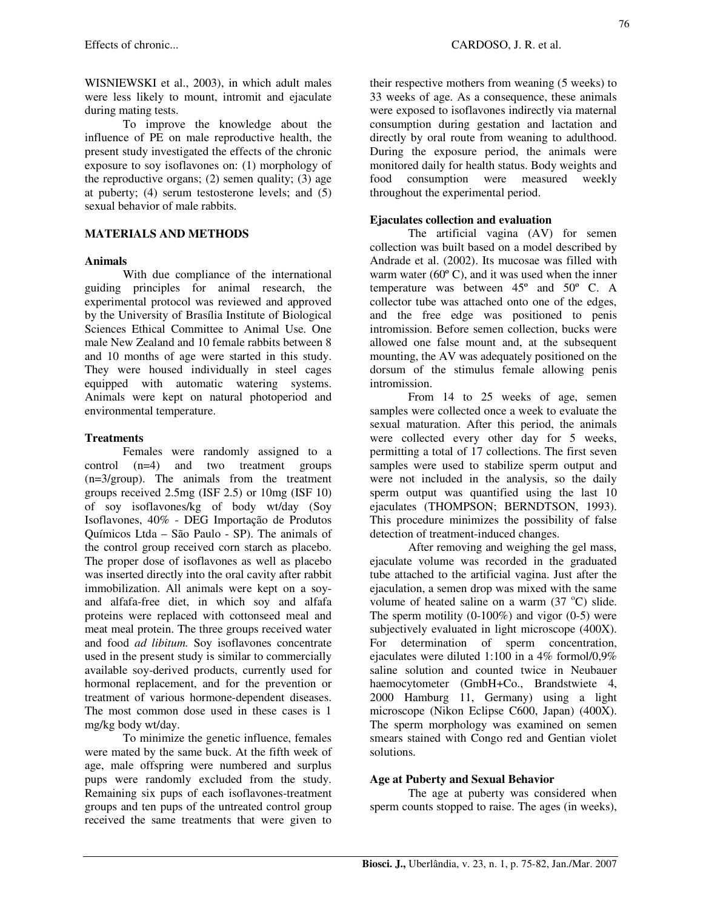WISNIEWSKI et al., 2003), in which adult males were less likely to mount, intromit and ejaculate during mating tests.

To improve the knowledge about the influence of PE on male reproductive health, the present study investigated the effects of the chronic exposure to soy isoflavones on: (1) morphology of the reproductive organs; (2) semen quality; (3) age at puberty; (4) serum testosterone levels; and (5) sexual behavior of male rabbits.

## MATERIALS AND METHODS

### Animals

With due compliance of the international guiding principles for animal research, the experimental protocol was reviewed and approved by the University of Brasília Institute of Biological Sciences Ethical Committee to Animal Use. One male New Zealand and 10 female rabbits between 8 and 10 months of age were started in this study. They were housed individually in steel cages equipped with automatic watering systems. Animals were kept on natural photoperiod and environmental temperature.

### Treatments

Females were randomly assigned to a control (n=4) and two treatment groups (n=3/group). The treatment groups received 2.5mg (ISF 2.5) or 10mg (ISF 10) of soy isoflavones/kg of body wt/day (Soy Isoflavones, 40% - DEG Importação de Produtos Químicos Ltda – São Paulo - SP). The animals of the control group received corn starch as placebo. The proper dose of isoflavones as well as placebo was inserted directly into the oral cavity after rabbit immobilization. All animals were kept on a soy- and alfafa-free diet, in which soy and alfafa proteins were replaced with cottonseed meal and meat meal protein. The three groups received water and food *ad libitum.* Soy isoflavones concentrate used in the present study is similar to commercially available soy-derived products, currently used for hormonal replacement, and for the prevention or treatment of various hormone-dependent diseases. The most common dose used in these cases is 1 mg/kg body wt/day.

To minimize the genetic influence, females were mated by the same buck. At the fifth week of age, male offspring were numbered and surplus pups were randomly excluded from the study. Remaining six pups of each isoflavones-treatment groups and ten pups of the untreated control group received the same treatments that were given to their respective mothers from weaning (5 weeks) to 33 weeks of age. As a consequence, these animals were exposed to isoflavones indirectly via maternal consumption during gestation and lactation and directly by oral route from weaning to adulthood. During the exposure period, the animals were monitored daily for health status. Body weights and food consumption were measured weekly throughout the experimental period.

### Ejaculates collection and evaluation

The artificial vagina (AV) for semen collection was built based on a model described by Andrade et al. (2002). Its mucosae was filled with warm water (60º C), and it was used when the inner temperature was between 45º and 50º C. A collector tube was attached onto one of the edges, and the free edge was positioned to penis intromission. Before semen collection, bucks were allowed one false mount and, at the subsequent mounting, the AV was adequately positioned on the dorsum of the stimulus female allowing penis intromission.

From 14 to 25 weeks of age, semen samples were collected once a week to evaluate the sexual maturation. After this period, the animals were collected every other day for 5 weeks, permitting a total of 17 collections. The first seven samples were used to stabilize sperm output and were not included in the analysis, so the daily sperm output was quantified using the last 10 ejaculates (THOMPSON; BERNDTSON, 1993). This procedure minimizes the possibility of false detection of treatment-induced changes.

After removing and weighing the gel mass, ejaculate volume was recorded in the graduated tube attached to the artificial vagina. Just after the ejaculation, a semen drop was mixed with the same volume of heated saline on a warm (37 $^{o}$C) slide. The sperm motility (0-100%) and vigor (0-5) were subjectively evaluated in light microscope (400X). For determination of sperm concentration, ejaculates were diluted 1:100 in a 4% formol/0,9% saline solution and counted twice in Neubauer haemocytometer (GmbH+Co., Brandstwiete 4, 2000 Hamburg 11, Germany) using a light microscope (Nikon Eclipse C600, Japan) (400X). The sperm morphology was examined on semen smears stained with Congo red and Gentian violet solutions.

### Age at Puberty and Sexual Behavior

The age at puberty was considered when sperm counts stopped to raise. The ages (in weeks),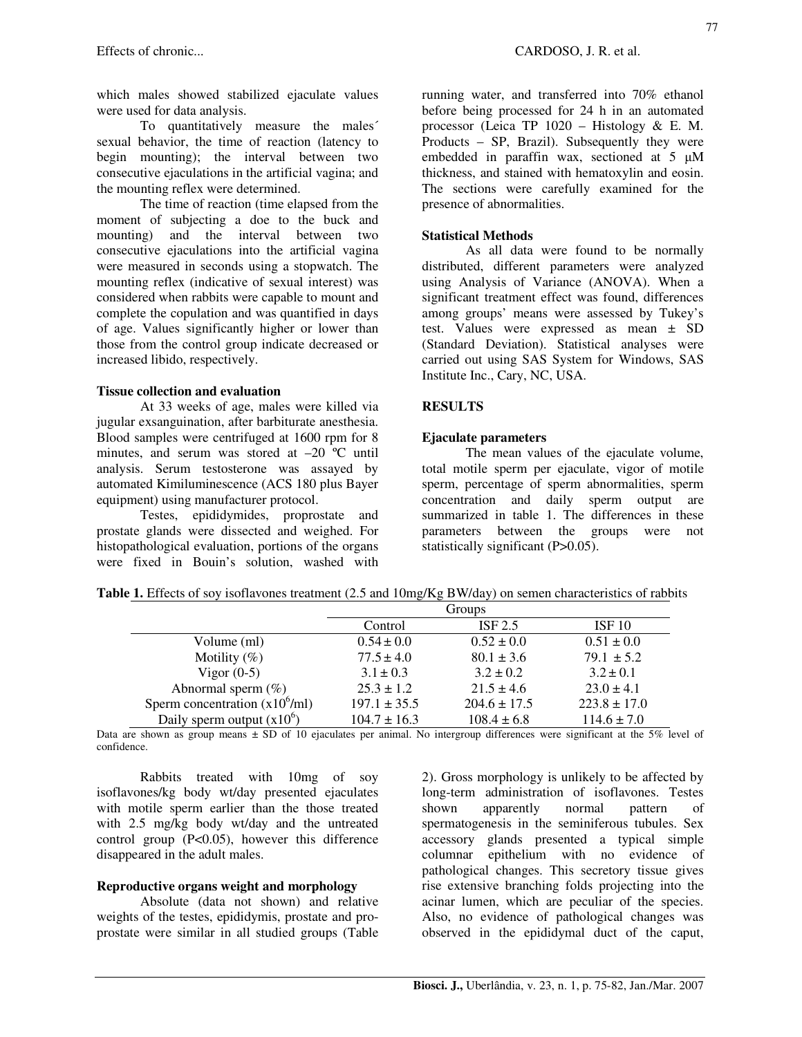which males showed stabilized ejaculate values were used for data analysis.

To quantitatively measure the males´ sexual behavior, the time of reaction (latency to begin mounting); the interval between two consecutive ejaculations in the artificial vagina; and the mounting reflex were determined.

The time of reaction (time elapsed from the moment of subjecting a doe to the buck and mounting) and the interval between two consecutive ejaculations into the artificial vagina were measured in seconds using a stopwatch. The mounting reflex (indicative of sexual interest) was considered when rabbits were capable to mount and complete the copulation and was quantified in days of age. Values significantly higher or lower than those from the control group indicate decreased or increased libido, respectively.

**Tissue collection and evaluation**

At 33 weeks of age, males were killed via jugular exsanguination, after barbiturate anesthesia. Blood samples were centrifuged at 1600 rpm for 8 minutes, and serum was stored at –20 ºC until analysis. Serum testosterone was assayed by automated Kimiluminescence (ACS 180 plus Bayer equipment) using manufacturer protocol.

Testes, epididymides, proprostate and prostate glands were dissected and weighed. For histopathological evaluation, portions of the organs were fixed in Bouin's solution, washed with running water, and transferred into 70% ethanol before being processed for 24 h in an automated processor (Leica TP 1020 – Histology & E. M. Products – SP, Brazil). Subsequently they were embedded in paraffin wax, sectioned at 5 µM thickness, and stained with hematoxylin and eosin. The sections were carefully examined for the presence of abnormalities.

**Statistical Methods**

As all data were found to be normally distributed, different parameters were analyzed using Analysis of Variance (ANOVA). When a significant treatment effect was found, differences among groups' means were assessed by Tukey's test. Values were expressed as mean ± SD (Standard Deviation). Statistical analyses were carried out using SAS System for Windows, SAS Institute Inc., Cary, NC, USA.

## RESULTS

**Ejaculate parameters**

The mean values of the ejaculate volume, total motile sperm per ejaculate, vigor of motile sperm, percentage of sperm abnormalities, sperm concentration and daily sperm output are summarized in table 1. The differences in these parameters between the groups were not statistically significant (P>0.05).

**Table 1.** Effects of soy isoflavones treatment (2.5 and 10mg/Kg BW/day) on semen characteristics of rabbits

| | Groups | | |
|---|---|---|---|
| | Control | ISF 2.5 | ISF 10 |
| Volume (ml) | 0.54 ± 0.0 | 0.52 ± 0.0 | 0.51 ± 0.0 |
| Motility (%) | 77.5 ± 4.0 | 80.1 ± 3.6 | 79.1 ± 5.2 |
| Vigor (0-5) | 3.1 ± 0.3 | 3.2 ± 0.2 | 3.2 ± 0.1 |
| Abnormal sperm (%) | 25.3 ± 1.2 | 21.5 ± 4.6 | 23.0 ± 4.1 |
| Sperm concentration ($x10^6$/ml) | 197.1 ± 35.5 | 204.6 ± 17.5 | 223.8 ± 17.0 |
| Daily sperm output ($x10^6$) | 104.7 ± 16.3 | 108.4 ± 6.8 | 114.6 ± 7.0 |

Data are shown as group means ± SD of 10 ejaculates per animal. No intergroup differences were significant at the 5% level of confidence.

Rabbits treated with 10mg of soy isoflavones/kg body wt/day presented ejaculates with motile sperm earlier than the those treated with 2.5 mg/kg body wt/day and the untreated control group (P<0.05), however this difference disappeared in the adult males.

**Reproductive organs weight and morphology**

Absolute (data not shown) and relative weights of the testes, epididymis, prostate and pro-prostate were similar in all studied groups (Table 2). Gross morphology is unlikely to be affected by long-term administration of isoflavones. Testes shown apparently normal pattern of spermatogenesis in the seminiferous tubules. Sex accessory glands presented a typical simple columnar epithelium with no evidence of pathological changes. This secretory tissue gives rise extensive branching folds projecting into the acinar lumen, which are peculiar of the species. Also, no evidence of pathological changes was observed in the epididymal duct of the caput,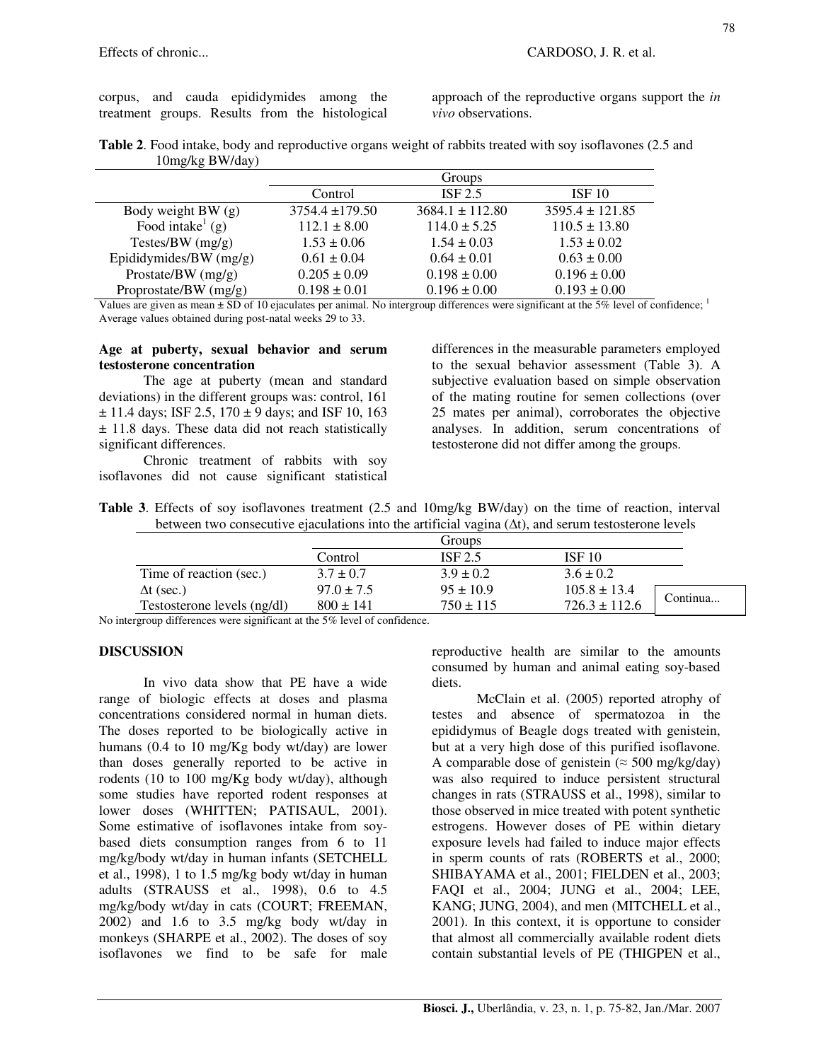corpus, and cauda epididymides among the treatment groups. Results from the histological approach of the reproductive organs support the *in vivo* observations.

**Table 2**. Food intake, body and reproductive organs weight of rabbits treated with soy isoflavones (2.5 and 10mg/kg BW/day)

| | Groups | | |
|---|---|---|---|
| | Control | ISF 2.5 | ISF 10 |
| Body weight BW (g) | 3754.4 ±179.50 | 3684.1 ± 112.80 | 3595.4 ± 121.85 |
| Food intake[1] (g) | 112.1 ± 8.00 | 114.0 ± 5.25 | 110.5 ± 13.80 |
| Testes/BW (mg/g) | 1.53 ± 0.06 | 1.54 ± 0.03 | 1.53 ± 0.02 |
| Epididymides/BW (mg/g) | 0.61 ± 0.04 | 0.64 ± 0.01 | 0.63 ± 0.00 |
| Prostate/BW (mg/g) | 0.205 ± 0.09 | 0.198 ± 0.00 | 0.196 ± 0.00 |
| Proprostate/BW (mg/g) | 0.198 ± 0.01 | 0.196 ± 0.00 | 0.193 ± 0.00 |

Values are given as mean ± SD of 10 ejaculates per animal. No intergroup differences were significant at the 5% level of confidence; [1] Average values obtained during post-natal weeks 29 to 33.

### Age at puberty, sexual behavior and serum testosterone concentration

The age at puberty (mean and standard deviations) in the different groups was: control, 161 ± 11.4 days; ISF 2.5, 170 ± 9 days; and ISF 10, 163 ± 11.8 days. These data did not reach statistically significant differences.

Chronic treatment of rabbits with soy isoflavones did not cause significant statistical differences in the measurable parameters employed to the sexual behavior assessment (Table 3). A subjective evaluation based on simple observation of the mating routine for semen collections (over 25 mates per animal), corroborates the objective analyses. In addition, serum concentrations of testosterone did not differ among the groups.

**Table 3**. Effects of soy isoflavones treatment (2.5 and 10mg/kg BW/day) on the time of reaction, interval between two consecutive ejaculations into the artificial vagina (Δt), and serum testosterone levels

| | Groups | | |
|---|---|---|---|
| | Control | ISF 2.5 | ISF 10 |
| Time of reaction (sec.) | 3.7 ± 0.7 | 3.9 ± 0.2 | 3.6 ± 0.2 |
| Δt (sec.) | 97.0 ± 7.5 | 95 ± 10.9 | 105.8 ± 13.4 |
| Testosterone levels (ng/dl) | 800 ± 141 | 750 ± 115 | 726.3 ± 112.6 |

No intergroup differences were significant at the 5% level of confidence.

Continua...

## DISCUSSION

In vivo data show that PE have a wide range of biologic effects at doses and plasma concentrations considered normal in human diets. The doses reported to be biologically active in humans (0.4 to 10 mg/Kg body wt/day) are lower than doses generally reported to be active in rodents (10 to 100 mg/Kg body wt/day), although some studies have reported rodent responses at lower doses (WHITTEN; PATISAUL, 2001). Some estimative of isoflavones intake from soy-based diets consumption ranges from 6 to 11 mg/kg/body wt/day in human infants (SETCHELL et al., 1998), 1 to 1.5 mg/kg body wt/day in human adults (STRAUSS et al., 1998), 0.6 to 4.5 mg/kg/body wt/day in cats (COURT; FREEMAN, 2002) and 1.6 to 3.5 mg/kg body wt/day in monkeys (SHARPE et al., 2002). The doses of soy isoflavones we find to be safe for male reproductive health are similar to the amounts consumed by human and animal eating soy-based diets.

McClain et al. (2005) reported atrophy of testes and absence of spermatozoa in the epididymus of Beagle dogs treated with genistein, but at a very high dose of this purified isoflavone. A comparable dose of genistein (≈ 500 mg/kg/day) was also required to induce persistent structural changes in rats (STRAUSS et al., 1998), similar to those observed in mice treated with potent synthetic estrogens. However doses of PE within dietary exposure levels had failed to induce major effects in sperm counts of rats (ROBERTS et al., 2000; SHIBAYAMA et al., 2001; FIELDEN et al., 2003; FAQI et al., 2004; JUNG et al., 2004; LEE, KANG; JUNG, 2004), and men (MITCHELL et al., 2001). In this context, it is opportune to consider that almost all commercially available rodent diets contain substantial levels of PE (THIGPEN et al.,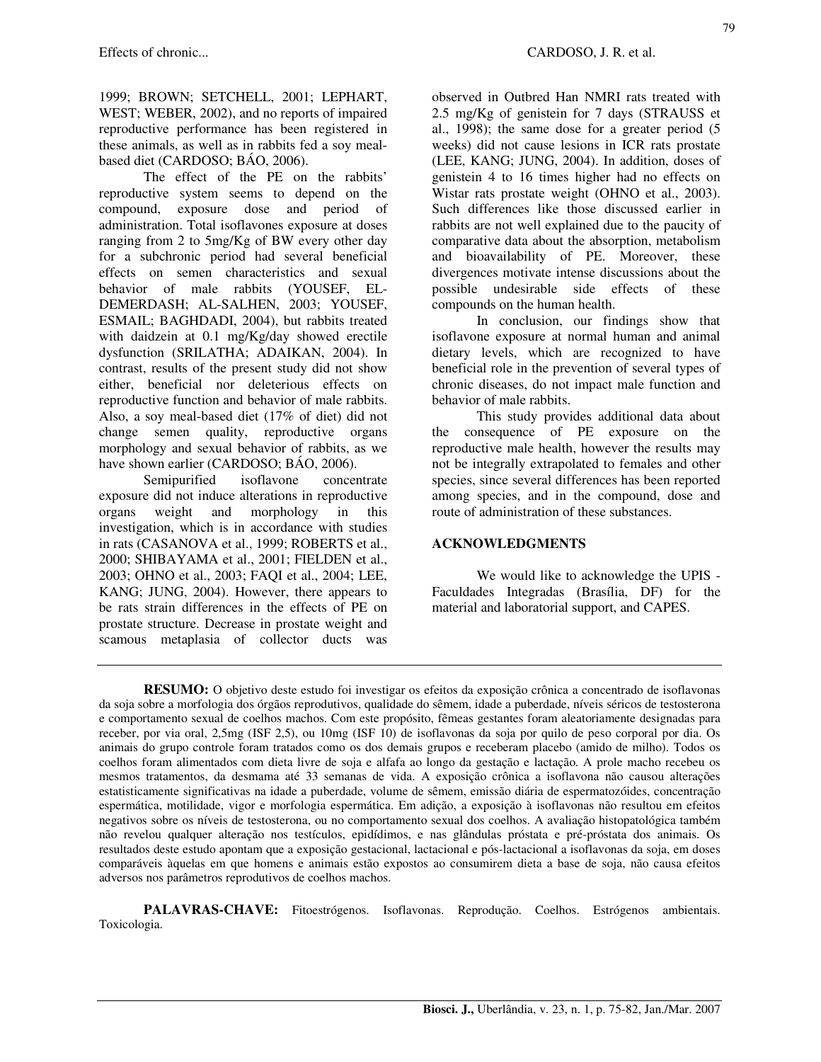1999; BROWN; SETCHELL, 2001; LEPHART, WEST; WEBER, 2002), and no reports of impaired reproductive performance has been registered in these animals, as well as in rabbits fed a soy meal-based diet (CARDOSO; BÁO, 2006).

The effect of the PE on the rabbits' reproductive system seems to depend on the compound, exposure dose and period of administration. Total isoflavones exposure at doses ranging from 2 to 5mg/Kg of BW every other day for a subchronic period had several beneficial effects on semen characteristics and sexual behavior of male rabbits (YOUSEF, EL-DEMERDASH; AL-SALHEN, 2003; YOUSEF, ESMAIL; BAGHDADI, 2004), but rabbits treated with daidzein at 0.1 mg/Kg/day showed erectile dysfunction (SRILATHA; ADAIKAN, 2004). In contrast, results of the present study did not show either, beneficial nor deleterious effects on reproductive function and behavior of male rabbits. Also, a soy meal-based diet (17% of diet) did not change semen quality, reproductive organs morphology and sexual behavior of rabbits, as we have shown earlier (CARDOSO; BÁO, 2006).

Semipurified isoflavone concentrate exposure did not induce alterations in reproductive organs weight and morphology in this investigation, which is in accordance with studies in rats (CASANOVA et al., 1999; ROBERTS et al., 2000; SHIBAYAMA et al., 2001; FIELDEN et al., 2003; OHNO et al., 2003; FAQI et al., 2004; LEE, KANG; JUNG, 2004). However, there appears to be rats strain differences in the effects of PE on prostate structure. Decrease in prostate weight and scamous metaplasia of collector ducts was observed in Outbred Han NMRI rats treated with 2.5 mg/Kg of genistein for 7 days (STRAUSS et al., 1998); the same dose for a greater period (5 weeks) did not cause lesions in ICR rats prostate (LEE, KANG; JUNG, 2004). In addition, doses of genistein 4 to 16 times higher had no effects on Wistar rats prostate weight (OHNO et al., 2003). Such differences like those discussed earlier in rabbits are not well explained due to the paucity of comparative data about the absorption, metabolism and bioavailability of PE. Moreover, these divergences motivate intense discussions about the possible undesirable side effects of these compounds on the human health.

In conclusion, our findings show that isoflavone exposure at normal human and animal dietary levels, which are recognized to have beneficial role in the prevention of several types of chronic diseases, do not impact male function and behavior of male rabbits.

This study provides additional data about the consequence of PE exposure on the reproductive male health, however the results may not be integrally extrapolated to females and other species, since several differences has been reported among species, and in the compound, dose and route of administration of these substances.

## ACKNOWLEDGMENTS

We would like to acknowledge the UPIS - Faculdades Integradas (Brasília, DF) for the material and laboratorial support, and CAPES.

---

**RESUMO:** O objetivo deste estudo foi investigar os efeitos da exposição crônica a concentrado de isoflavonas da soja sobre a morfologia dos órgãos reprodutivos, qualidade do sêmem, idade a puberdade, níveis séricos de testosterona e comportamento sexual de coelhos machos. Com este propósito, fêmeas gestantes foram aleatoriamente designadas para receber, por via oral, 2,5mg (ISF 2,5), ou 10mg (ISF 10) de isoflavonas da soja por quilo de peso corporal por dia. Os animais do grupo controle foram tratados como os dos demais grupos e receberam placebo (amido de milho). Todos os coelhos foram alimentados com dieta livre de soja e alfafa ao longo da gestação e lactação. A prole macho recebeu os mesmos tratamentos, da desmama até 33 semanas de vida. A exposição crônica a isoflavona não causou alterações estatisticamente significativas na idade a puberdade, volume de sêmen, emissão diária de espermatozóides, concentração espermática, motilidade, vigor e morfologia espermática. Em adição, a exposição à isoflavonas não resultou em efeitos negativos sobre os níveis de testosterona, ou no comportamento sexual dos coelhos. A avaliação histopatológica também não revelou qualquer alteração nos testículos, epidídimos, e nas glândulas próstata e pré-próstata dos animais. Os resultados deste estudo apontam que a exposição gestacional, lactacional e pós-lactacional a isoflavonas da soja, em doses comparáveis àquelas em que homens e animais estão expostos ao consumirem dieta a base de soja, não causa efeitos adversos nos parâmetros reprodutivos de coelhos machos.

**PALAVRAS-CHAVE:** Fitoestrógenos. Isoflavonas. Reprodução. Coelhos. Estrógenos ambientais. Toxicologia.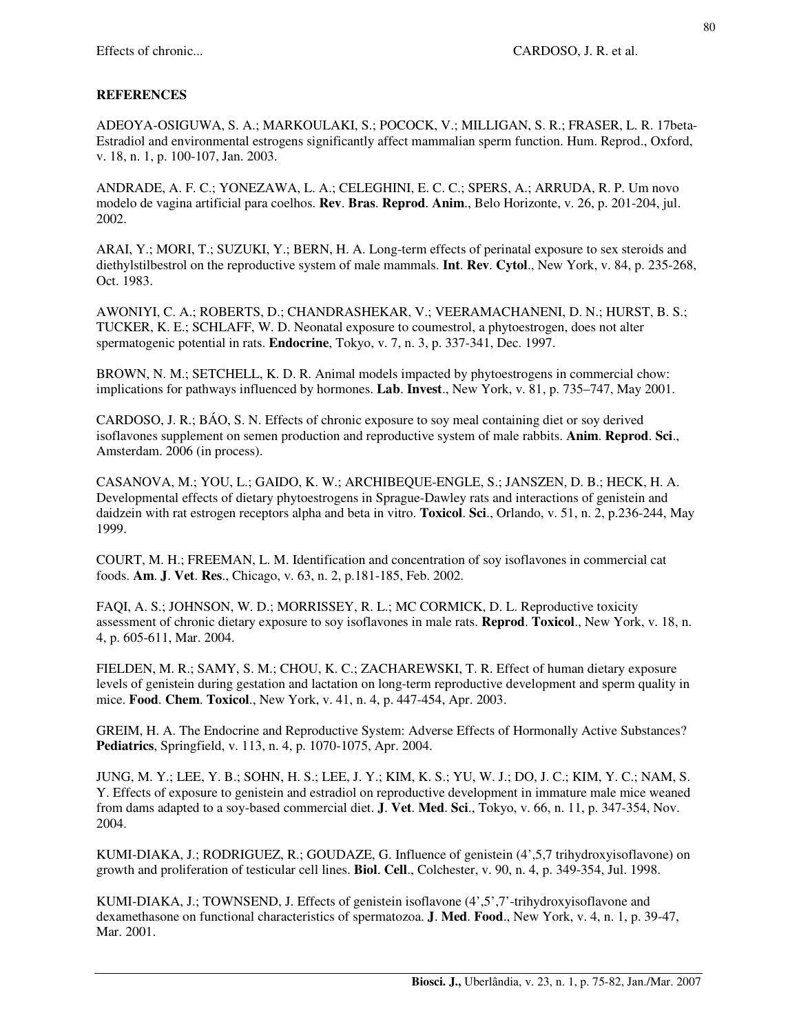## REFERENCES

ADEOYA-OSIGUWA, S. A.; MARKOULAKI, S.; POCOCK, V.; MILLIGAN, S. R.; FRASER, L. R. 17beta-Estradiol and environmental estrogens significantly affect mammalian sperm function. Hum. Reprod., Oxford, v. 18, n. 1, p. 100-107, Jan. 2003.

ANDRADE, A. F. C.; YONEZAWA, L. A.; CELEGHINI, E. C. C.; SPERS, A.; ARRUDA, R. P. Um novo modelo de vagina artificial para coelhos. **Rev**. **Bras**. **Reprod**. **Anim**., Belo Horizonte, v. 26, p. 201-204, jul. 2002.

ARAI, Y.; MORI, T.; SUZUKI, Y.; BERN, H. A. Long-term effects of perinatal exposure to sex steroids and diethylstilbestrol on the reproductive system of male mammals. **Int**. **Rev**. **Cytol**., New York, v. 84, p. 235-268, Oct. 1983.

AWONIYI, C. A.; ROBERTS, D.; CHANDRASHEKAR, V.; VEERAMACHANENI, D. N.; HURST, B. S.; TUCKER, K. E.; SCHLAFF, W. D. Neonatal exposure to coumestrol, a phytoestrogen, does not alter spermatogenic potential in rats. **Endocrine**, Tokyo, v. 7, n. 3, p. 337-341, Dec. 1997.

BROWN, N. M.; SETCHELL, K. D. R. Animal models impacted by phytoestrogens in commercial chow: implications for pathways influenced by hormones. **Lab**. **Invest**., New York, v. 81, p. 735–747, May 2001.

CARDOSO, J. R.; BÁO, S. N. Effects of chronic exposure to soy meal containing diet or soy derived isoflavones supplement on semen production and reproductive system of male rabbits. **Anim**. **Reprod**. **Sci**., Amsterdam. 2006 (in process).

CASANOVA, M.; YOU, L.; GAIDO, K. W.; ARCHIBEQUE-ENGLE, S.; JANSZEN, D. B.; HECK, H. A. Developmental effects of dietary phytoestrogens in Sprague-Dawley rats and interactions of genistein and daidzein with rat estrogen receptors alpha and beta in vitro. **Toxicol**. **Sci**., Orlando, v. 51, n. 2, p.236-244, May 1999.

COURT, M. H.; FREEMAN, L. M. Identification and concentration of soy isoflavones in commercial cat foods. **Am**. **J**. **Vet**. **Res**., Chicago, v. 63, n. 2, p.181-185, Feb. 2002.

FAQI, A. S.; JOHNSON, W. D.; MORRISSEY, R. L.; MC CORMICK, D. L. Reproductive toxicity assessment of chronic dietary exposure to soy isoflavones in male rats. **Reprod**. **Toxicol**., New York, v. 18, n. 4, p. 605-611, Mar. 2004.

FIELDEN, M. R.; SAMY, S. M.; CHOU, K. C.; ZACHAREWSKI, T. R. Effect of human dietary exposure levels of genistein during gestation and lactation on long-term reproductive development and sperm quality in mice. **Food**. **Chem**. **Toxicol**., New York, v. 41, n. 4, p. 447-454, Apr. 2003.

GREIM, H. A. The Endocrine and Reproductive System: Adverse Effects of Hormonally Active Substances? **Pediatrics**, Springfield, v. 113, n. 4, p. 1070-1075, Apr. 2004.

JUNG, M. Y.; LEE, Y. B.; SOHN, H. S.; LEE, J. Y.; KIM, K. S.; YU, W. J.; DO, J. C.; KIM, Y. C.; NAM, S. Y. Effects of exposure to genistein and estradiol on reproductive development in immature male mice weaned from dams adapted to a soy-based commercial diet. **J**. **Vet**. **Med**. **Sci**., Tokyo, v. 66, n. 11, p. 347-354, Nov. 2004.

KUMI-DIAKA, J.; RODRIGUEZ, R.; GOUDAZE, G. Influence of genistein (4',5,7 trihydroxyisoflavone) on growth and proliferation of testicular cell lines. **Biol**. **Cell**., Colchester, v. 90, n. 4, p. 349-354, Jul. 1998.

KUMI-DIAKA, J.; TOWNSEND, J. Effects of genistein isoflavone (4',5',7'-trihydroxyisoflavone and dexamethasone on functional characteristics of spermatozoa. **J**. **Med**. **Food**., New York, v. 4, n. 1, p. 39-47, Mar. 2001.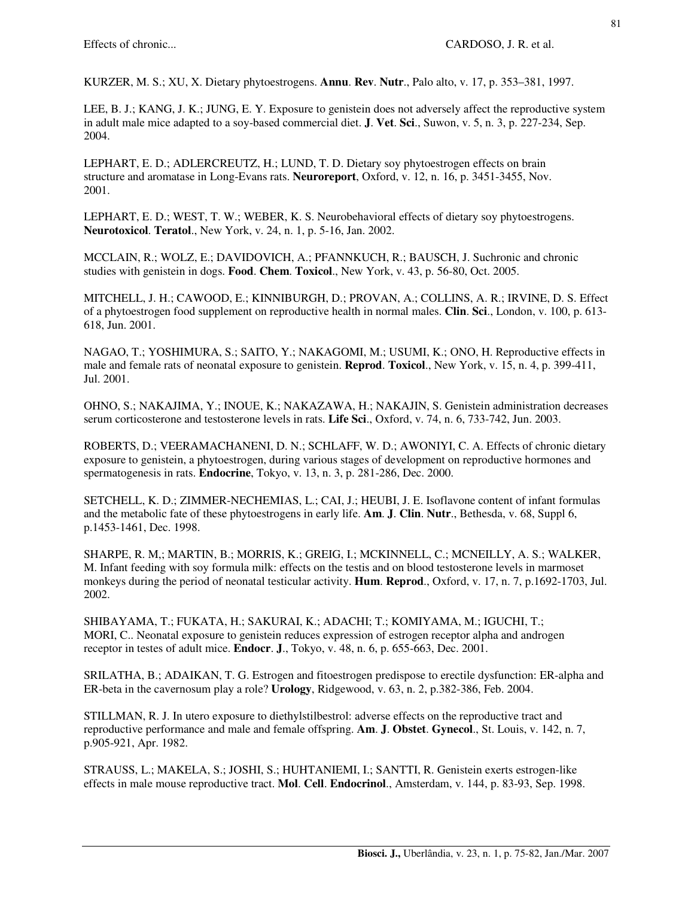KURZER, M. S.; XU, X. Dietary phytoestrogens. **Annu**. **Rev**. **Nutr**., Palo alto, v. 17, p. 353–381, 1997.

LEE, B. J.; KANG, J. K.; JUNG, E. Y. Exposure to genistein does not adversely affect the reproductive system in adult male mice adapted to a soy-based commercial diet. **J**. **Vet**. **Sci**., Suwon, v. 5, n. 3, p. 227-234, Sep. 2004.

LEPHART, E. D.; ADLERCREUTZ, H.; LUND, T. D. Dietary soy phytoestrogen effects on brain structure and aromatase in Long-Evans rats. **Neuroreport**, Oxford, v. 12, n. 16, p. 3451-3455, Nov. 2001.

LEPHART, E. D.; WEST, T. W.; WEBER, K. S. Neurobehavioral effects of dietary soy phytoestrogens. **Neurotoxicol**. **Teratol**., New York, v. 24, n. 1, p. 5-16, Jan. 2002.

MCCLAIN, R.; WOLZ, E.; DAVIDOVICH, A.; PFANNKUCH, R.; BAUSCH, J. Suchronic and chronic studies with genistein in dogs. **Food**. **Chem**. **Toxicol**., New York, v. 43, p. 56-80, Oct. 2005.

MITCHELL, J. H.; CAWOOD, E.; KINNIBURGH, D.; PROVAN, A.; COLLINS, A. R.; IRVINE, D. S. Effect of a phytoestrogen food supplement on reproductive health in normal males. **Clin**. **Sci**., London, v. 100, p. 613-618, Jun. 2001.

NAGAO, T.; YOSHIMURA, S.; SAITO, Y.; NAKAGOMI, M.; USUMI, K.; ONO, H. Reproductive effects in male and female rats of neonatal exposure to genistein. **Reprod**. **Toxicol**., New York, v. 15, n. 4, p. 399-411, Jul. 2001.

OHNO, S.; NAKAJIMA, Y.; INOUE, K.; NAKAZAWA, H.; NAKAJIN, S. Genistein administration decreases serum corticosterone and testosterone levels in rats. **Life Sci**., Oxford, v. 74, n. 6, 733-742, Jun. 2003.

ROBERTS, D.; VEERAMACHANENI, D. N.; SCHLAFF, W. D.; AWONIYI, C. A. Effects of chronic dietary exposure to genistein, a phytoestrogen, during various stages of development on reproductive hormones and spermatogenesis in rats. **Endocrine**, Tokyo, v. 13, n. 3, p. 281-286, Dec. 2000.

SETCHELL, K. D.; ZIMMER-NECHEMIAS, L.; CAI, J.; HEUBI, J. E. Isoflavone content of infant formulas and the metabolic fate of these phytoestrogens in early life. **Am**. **J**. **Clin**. **Nutr**., Bethesda, v. 68, Suppl 6, p.1453-1461, Dec. 1998.

SHARPE, R. M,; MARTIN, B.; MORRIS, K.; GREIG, I.; MCKINNELL, C.; MCNEILLY, A. S.; WALKER, M. Infant feeding with soy formula milk: effects on the testis and on blood testosterone levels in marmoset monkeys during the period of neonatal testicular activity. **Hum**. **Reprod**., Oxford, v. 17, n. 7, p.1692-1703, Jul. 2002.

SHIBAYAMA, T.; FUKATA, H.; SAKURAI, K.; ADACHI; T.; KOMIYAMA, M.; IGUCHI, T.; MORI, C.. Neonatal exposure to genistein reduces expression of estrogen receptor alpha and androgen receptor in testes of adult mice. **Endocr**. **J**., Tokyo, v. 48, n. 6, p. 655-663, Dec. 2001.

SRILATHA, B.; ADAIKAN, T. G. Estrogen and fitoestrogen predispose to erectile dysfunction: ER-alpha and ER-beta in the cavernosum play a role? **Urology**, Ridgewood, v. 63, n. 2, p.382-386, Feb. 2004.

STILLMAN, R. J. In utero exposure to diethylstilbestrol: adverse effects on the reproductive tract and reproductive performance and male and female offspring. **Am**. **J**. **Obstet**. **Gynecol**., St. Louis, v. 142, n. 7, p.905-921, Apr. 1982.

STRAUSS, L.; MAKELA, S.; JOSHI, S.; HUHTANIEMI, I.; SANTTI, R. Genistein exerts estrogen-like effects in male mouse reproductive tract. **Mol**. **Cell**. **Endocrinol**., Amsterdam, v. 144, p. 83-93, Sep. 1998.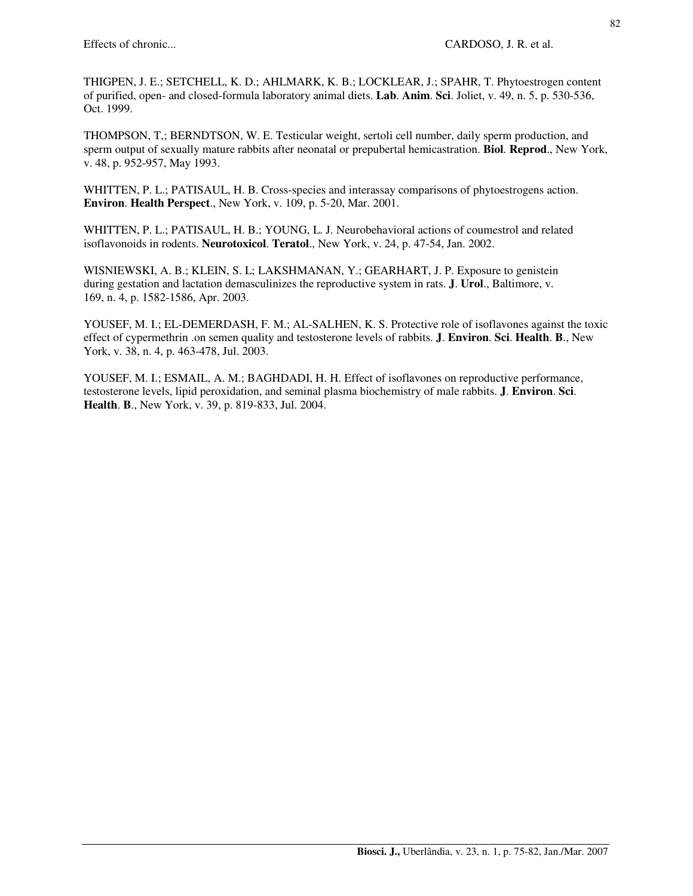THIGPEN, J. E.; SETCHELL, K. D.; AHLMARK, K. B.; LOCKLEAR, J.; SPAHR, T. Phytoestrogen content of purified, open- and closed-formula laboratory animal diets. **Lab**. **Anim**. **Sci**. Joliet, v. 49, n. 5, p. 530-536, Oct. 1999.

THOMPSON, T,; BERNDTSON, W. E. Testicular weight, sertoli cell number, daily sperm production, and sperm output of sexually mature rabbits after neonatal or prepubertal hemicastration. **Biol**. **Reprod**., New York, v. 48, p. 952-957, May 1993.

WHITTEN, P. L.; PATISAUL, H. B. Cross-species and interassay comparisons of phytoestrogens action. **Environ**. **Health Perspect**., New York, v. 109, p. 5-20, Mar. 2001.

WHITTEN, P. L.; PATISAUL, H. B.; YOUNG, L. J. Neurobehavioral actions of coumestrol and related isoflavonoids in rodents. **Neurotoxicol**. **Teratol**., New York, v. 24, p. 47-54, Jan. 2002.

WISNIEWSKI, A. B.; KLEIN, S. L; LAKSHMANAN, Y.; GEARHART, J. P. Exposure to genistein during gestation and lactation demasculinizes the reproductive system in rats. **J**. **Urol**., Baltimore, v. 169, n. 4, p. 1582-1586, Apr. 2003.

YOUSEF, M. I.; EL-DEMERDASH, F. M.; AL-SALHEN, K. S. Protective role of isoflavones against the toxic effect of cypermethrin .on semen quality and testosterone levels of rabbits. **J**. **Environ**. **Sci**. **Health**. **B**., New York, v. 38, n. 4, p. 463-478, Jul. 2003.

YOUSEF, M. I.; ESMAIL, A. M.; BAGHDADI, H. H. Effect of isoflavones on reproductive performance, testosterone levels, lipid peroxidation, and seminal plasma biochemistry of male rabbits. **J**. **Environ**. **Sci**. **Health**. **B**., New York, v. 39, p. 819-833, Jul. 2004.